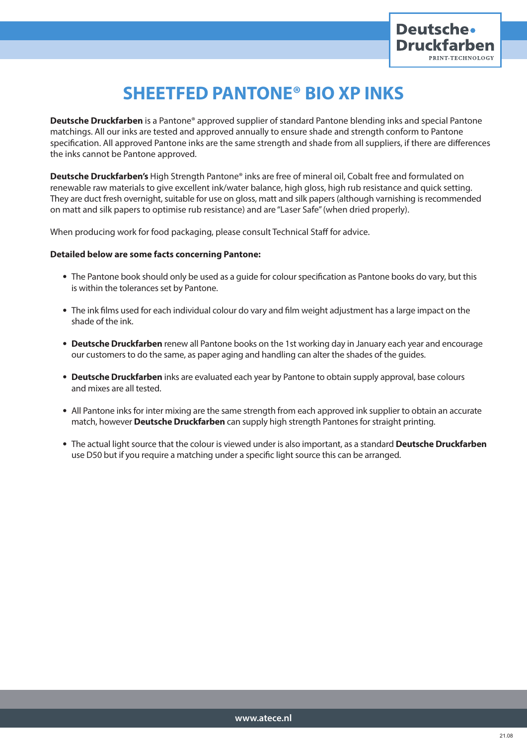# SHEETFED PANTONE® BIO XP INKS

**Deutsche Druckfarben** is a Pantone® approved supplier of standard Pantone blending inks and special Pantone matchings. All our inks are tested and approved annually to ensure shade and strength conform to Pantone specification. All approved Pantone inks are the same strength and shade from all suppliers, if there are differences the inks cannot be Pantone approved.

**Deutsche Druckfarben's** High Strength Pantone® inks are free of mineral oil, Cobalt free and formulated on renewable raw materials to give excellent ink/water balance, high gloss, high rub resistance and quick setting. They are duct fresh overnight, suitable for use on gloss, matt and silk papers (although varnishing is recommended on matt and silk papers to optimise rub resistance) and are "Laser Safe" (when dried properly).

When producing work for food packaging, please consult Technical Staff for advice.

**Detailed below are some facts concerning Pantone:**

- The Pantone book should only be used as a guide for colour specification as Pantone books do vary, but this is within the tolerances set by Pantone.
- The ink films used for each individual colour do vary and film weight adjustment has a large impact on the shade of the ink.
- **Deutsche Druckfarben** renew all Pantone books on the 1st working day in January each year and encourage our customers to do the same, as paper aging and handling can alter the shades of the guides.
- **Deutsche Druckfarben** inks are evaluated each year by Pantone to obtain supply approval, base colours and mixes are all tested.
- All Pantone inks for inter mixing are the same strength from each approved ink supplier to obtain an accurate match, however **Deutsche Druckfarben** can supply high strength Pantones for straight printing.
- The actual light source that the colour is viewed under is also important, as a standard **Deutsche Druckfarben** use D50 but if you require a matching under a specific light source this can be arranged.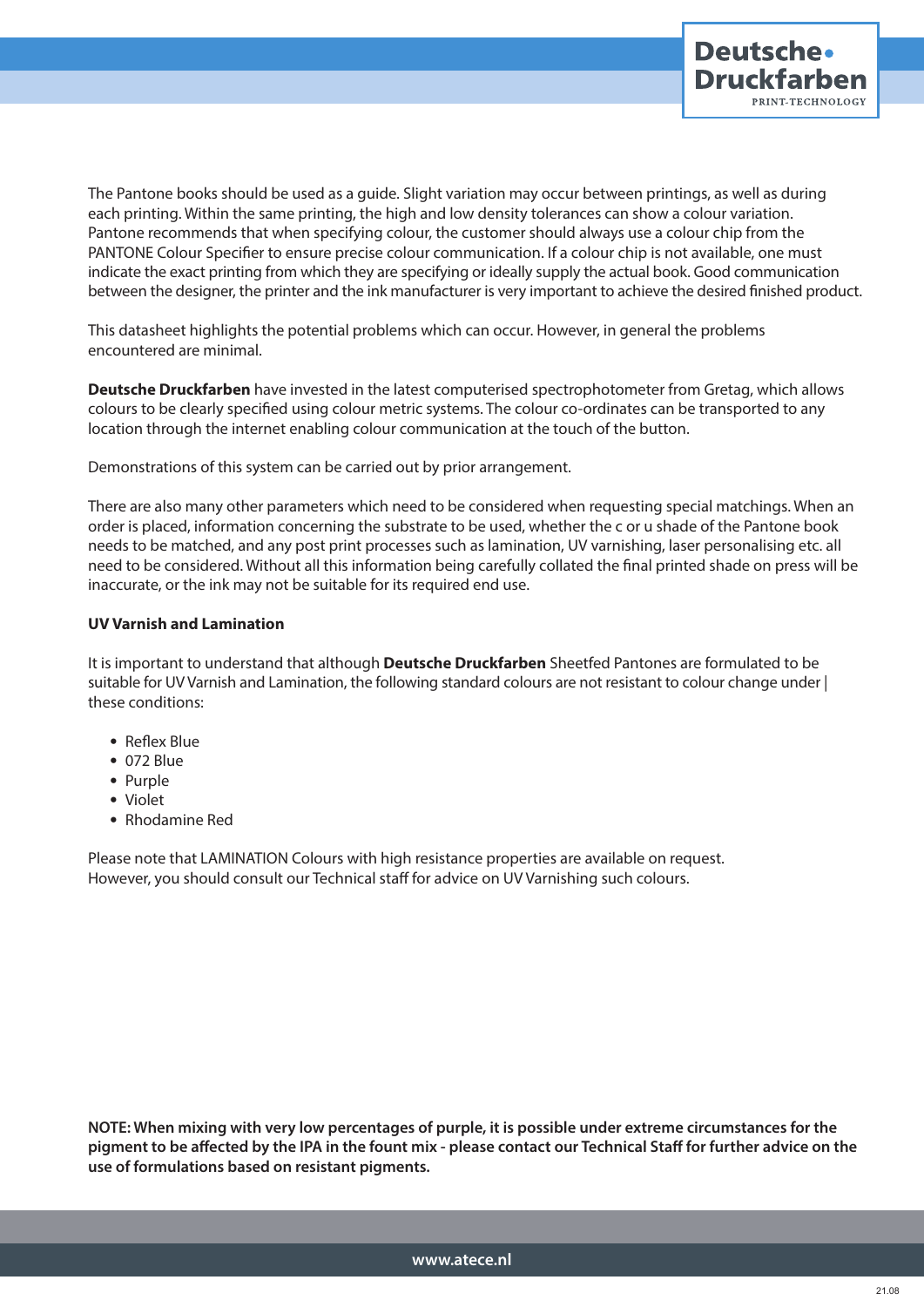The Pantone books should be used as a guide. Slight variation may occur between printings, as well as during each printing. Within the same printing, the high and low density tolerances can show a colour variation. Pantone recommends that when specifying colour, the customer should always use a colour chip from the PANTONE Colour Specifier to ensure precise colour communication. If a colour chip is not available, one must indicate the exact printing from which they are specifying or ideally supply the actual book. Good communication between the designer, the printer and the ink manufacturer is very important to achieve the desired finished product.

This datasheet highlights the potential problems which can occur. However, in general the problems encountered are minimal.

**Deutsche Druckfarben** have invested in the latest computerised spectrophotometer from Gretag, which allows colours to be clearly specified using colour metric systems. The colour co-ordinates can be transported to any location through the internet enabling colour communication at the touch of the button.

Demonstrations of this system can be carried out by prior arrangement.

There are also many other parameters which need to be considered when requesting special matchings. When an order is placed, information concerning the substrate to be used, whether the c or u shade of the Pantone book needs to be matched, and any post print processes such as lamination, UV varnishing, laser personalising etc. all need to be considered. Without all this information being carefully collated the final printed shade on press will be inaccurate, or the ink may not be suitable for its required end use.

**UV Varnish and Lamination**

It is important to understand that although **Deutsche Druckfarben** Sheetfed Pantones are formulated to be suitable for UV Varnish and Lamination, the following standard colours are not resistant to colour change under | these conditions:

- Reflex Blue
- 072 Blue
- Purple
- Violet
- Rhodamine Red

Please note that LAMINATION Colours with high resistance properties are available on request. However, you should consult our Technical staff for advice on UV Varnishing such colours.

**NOTE: When mixing with very low percentages of purple, it is possible under extreme circumstances for the pigment to be affected by the IPA in the fount mix - please contact our Technical Staff for further advice on the use of formulations based on resistant pigments.**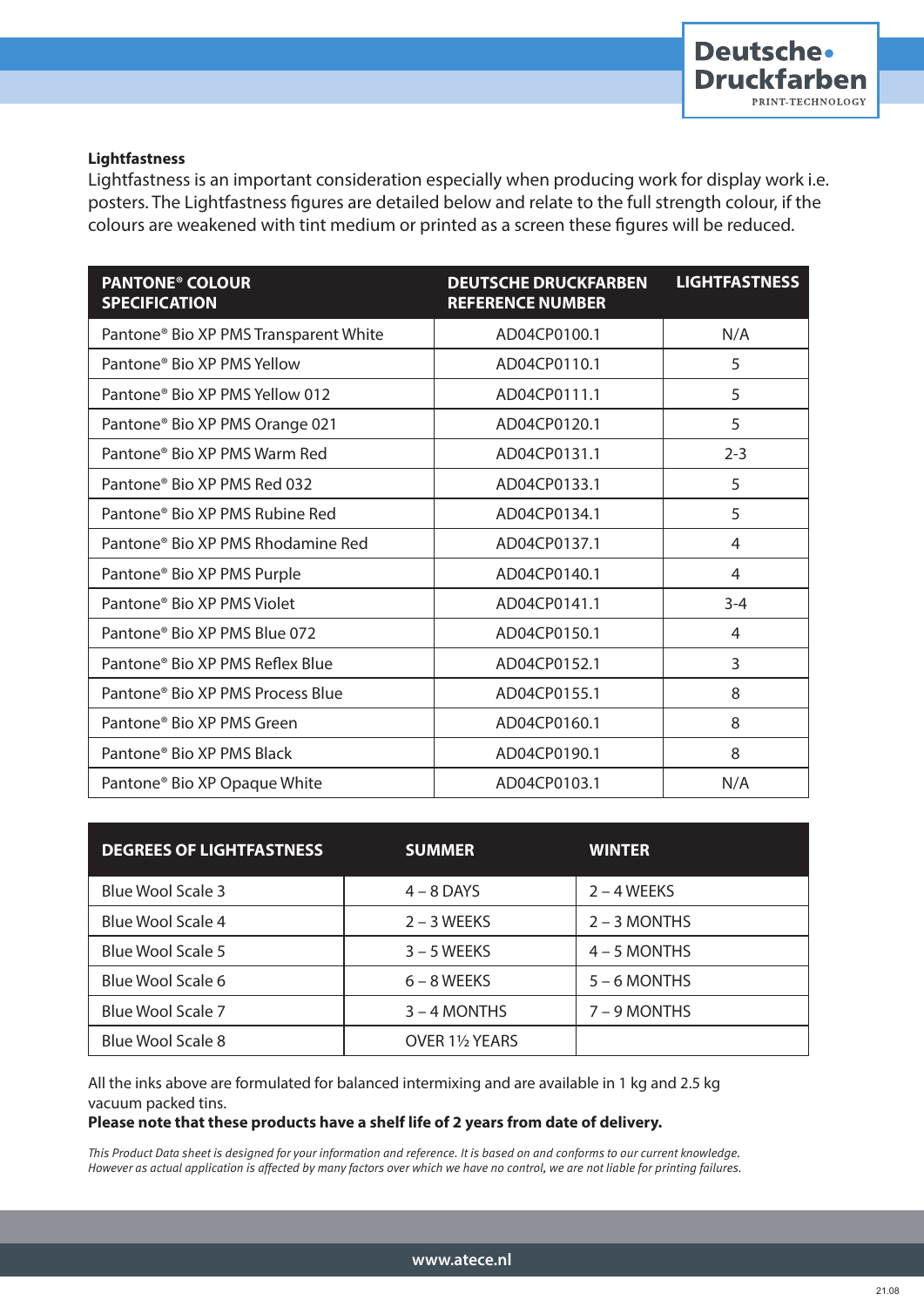**Lightfastness**

Lightfastness is an important consideration especially when producing work for display work i.e. posters. The Lightfastness figures are detailed below and relate to the full strength colour, if the colours are weakened with tint medium or printed as a screen these figures will be reduced.

| PANTONE® COLOUR SPECIFICATION | DEUTSCHE DRUCKFARBEN REFERENCE NUMBER | LIGHTFASTNESS |
|---|---|---|
| Pantone® Bio XP PMS Transparent White | AD04CP0100.1 | N/A |
| Pantone® Bio XP PMS Yellow | AD04CP0110.1 | 5 |
| Pantone® Bio XP PMS Yellow 012 | AD04CP0111.1 | 5 |
| Pantone® Bio XP PMS Orange 021 | AD04CP0120.1 | 5 |
| Pantone® Bio XP PMS Warm Red | AD04CP0131.1 | 2-3 |
| Pantone® Bio XP PMS Red 032 | AD04CP0133.1 | 5 |
| Pantone® Bio XP PMS Rubine Red | AD04CP0134.1 | 5 |
| Pantone® Bio XP PMS Rhodamine Red | AD04CP0137.1 | 4 |
| Pantone® Bio XP PMS Purple | AD04CP0140.1 | 4 |
| Pantone® Bio XP PMS Violet | AD04CP0141.1 | 3-4 |
| Pantone® Bio XP PMS Blue 072 | AD04CP0150.1 | 4 |
| Pantone® Bio XP PMS Reflex Blue | AD04CP0152.1 | 3 |
| Pantone® Bio XP PMS Process Blue | AD04CP0155.1 | 8 |
| Pantone® Bio XP PMS Green | AD04CP0160.1 | 8 |
| Pantone® Bio XP PMS Black | AD04CP0190.1 | 8 |
| Pantone® Bio XP Opaque White | AD04CP0103.1 | N/A |

| DEGREES OF LIGHTFASTNESS | SUMMER | WINTER |
|---|---|---|
| Blue Wool Scale 3 | 4 – 8 DAYS | 2 – 4 WEEKS |
| Blue Wool Scale 4 | 2 – 3 WEEKS | 2 – 3 MONTHS |
| Blue Wool Scale 5 | 3 – 5 WEEKS | 4 – 5 MONTHS |
| Blue Wool Scale 6 | 6 – 8 WEEKS | 5 – 6 MONTHS |
| Blue Wool Scale 7 | 3 – 4 MONTHS | 7 – 9 MONTHS |
| Blue Wool Scale 8 | OVER 1½ YEARS | |

All the inks above are formulated for balanced intermixing and are available in 1 kg and 2.5 kg vacuum packed tins.

**Please note that these products have a shelf life of 2 years from date of delivery.**

*This Product Data sheet is designed for your information and reference. It is based on and conforms to our current knowledge. However as actual application is affected by many factors over which we have no control, we are not liable for printing failures.*

www.atece.nl

21.08